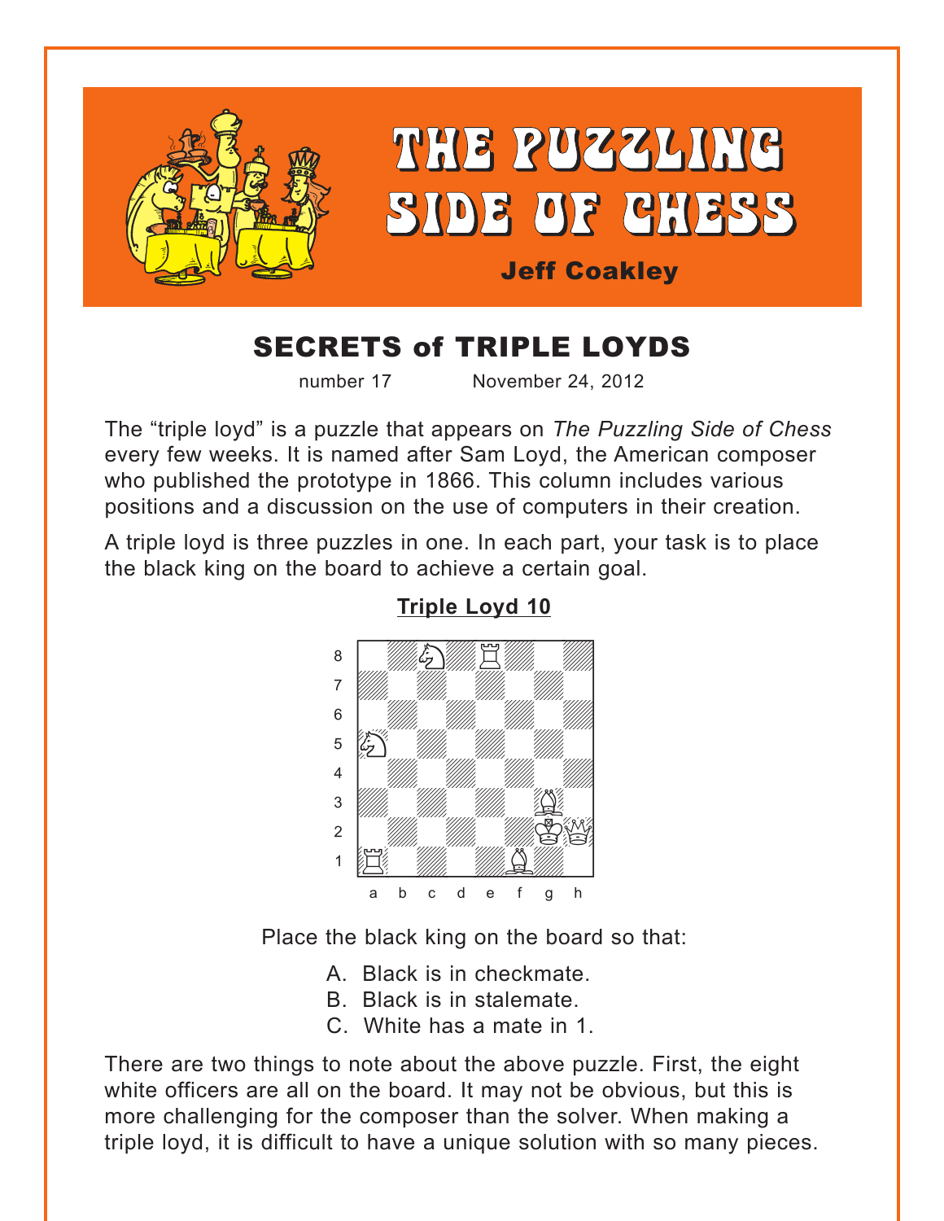# THE PUZZLING SIDE OF CHESS

**Jeff Coakley**

## SECRETS of TRIPLE LOYDS

number 17 November 24, 2012

The "triple loyd" is a puzzle that appears on *The Puzzling Side of Chess* every few weeks. It is named after Sam Loyd, the American composer who published the prototype in 1866. This column includes various positions and a discussion on the use of computers in their creation.

A triple loyd is three puzzles in one. In each part, your task is to place the black king on the board to achieve a certain goal.

### Triple Loyd 10

Place the black king on the board so that:

A. Black is in checkmate.
B. Black is in stalemate.
C. White has a mate in 1.

There are two things to note about the above puzzle. First, the eight white officers are all on the board. It may not be obvious, but this is more challenging for the composer than the solver. When making a triple loyd, it is difficult to have a unique solution with so many pieces.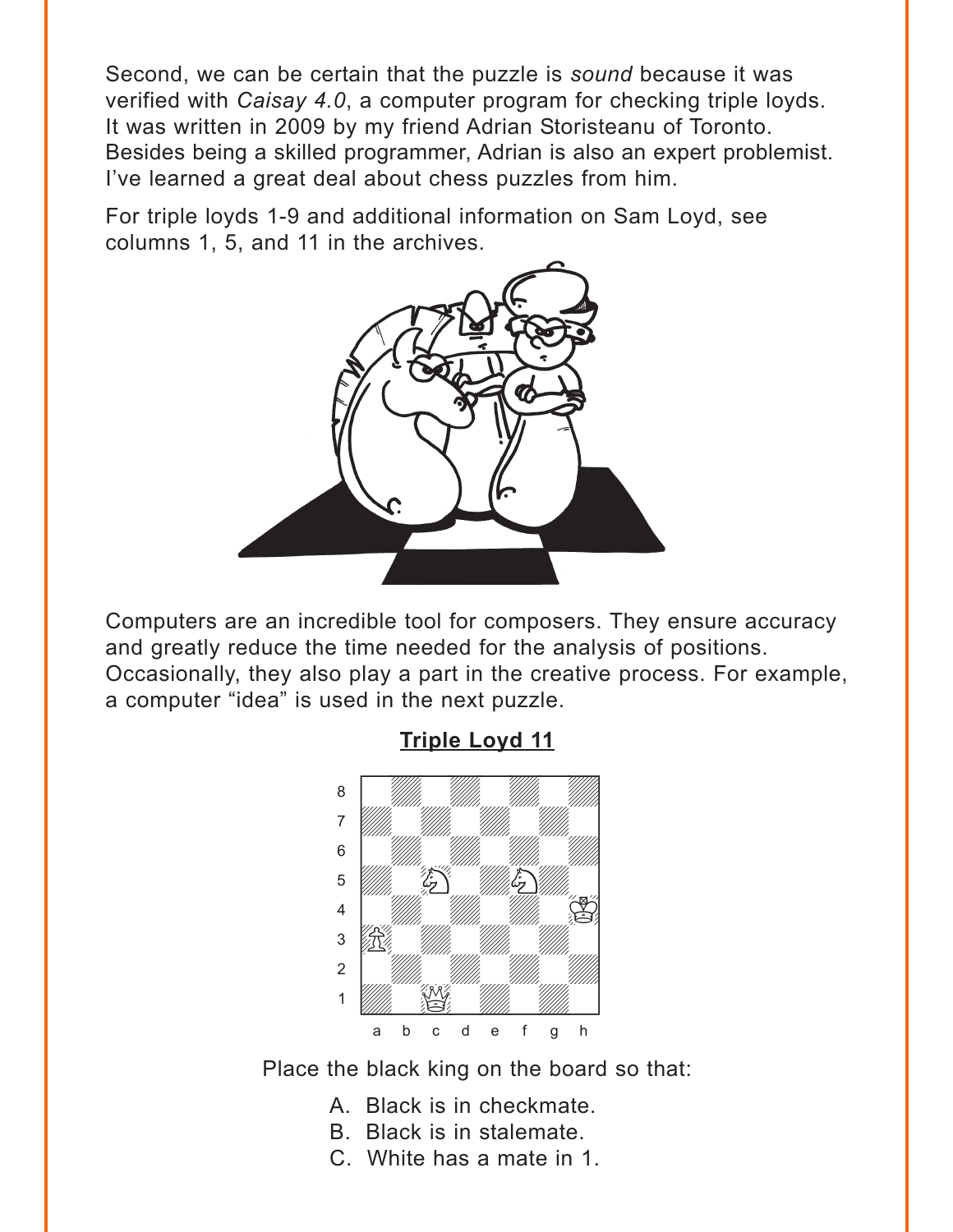Second, we can be certain that the puzzle is *sound* because it was verified with *Caisay 4.0*, a computer program for checking triple loyds. It was written in 2009 by my friend Adrian Storisteanu of Toronto. Besides being a skilled programmer, Adrian is also an expert problemist. I've learned a great deal about chess puzzles from him.

For triple loyds 1-9 and additional information on Sam Loyd, see columns 1, 5, and 11 in the archives.

Computers are an incredible tool for composers. They ensure accuracy and greatly reduce the time needed for the analysis of positions. Occasionally, they also play a part in the creative process. For example, a computer "idea" is used in the next puzzle.

## Triple Loyd 11

Place the black king on the board so that:

A. Black is in checkmate.
B. Black is in stalemate.
C. White has a mate in 1.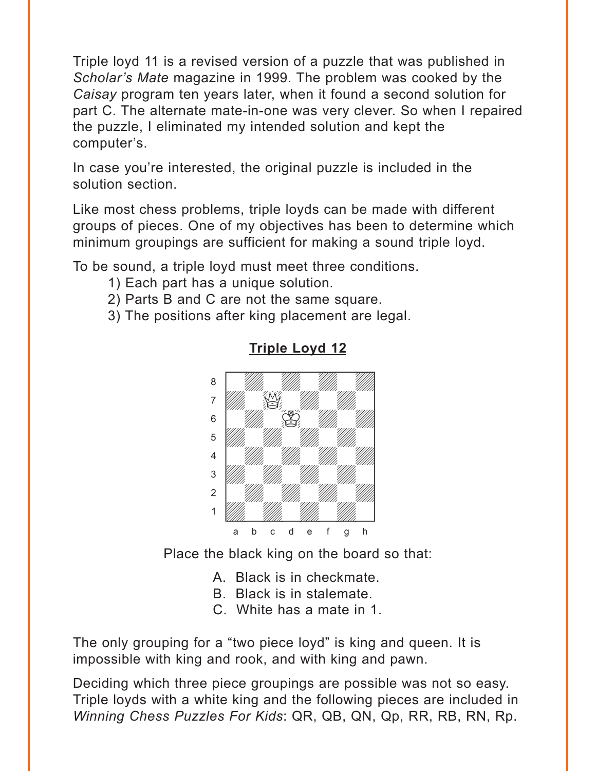Triple loyd 11 is a revised version of a puzzle that was published in *Scholar's Mate* magazine in 1999. The problem was cooked by the *Caisay* program ten years later, when it found a second solution for part C. The alternate mate-in-one was very clever. So when I repaired the puzzle, I eliminated my intended solution and kept the computer's.

In case you're interested, the original puzzle is included in the solution section.

Like most chess problems, triple loyds can be made with different groups of pieces. One of my objectives has been to determine which minimum groupings are sufficient for making a sound triple loyd.

To be sound, a triple loyd must meet three conditions.

1) Each part has a unique solution.
2) Parts B and C are not the same square.
3) The positions after king placement are legal.

## Triple Loyd 12

Place the black king on the board so that:

A. Black is in checkmate.
B. Black is in stalemate.
C. White has a mate in 1.

The only grouping for a "two piece loyd" is king and queen. It is impossible with king and rook, and with king and pawn.

Deciding which three piece groupings are possible was not so easy. Triple loyds with a white king and the following pieces are included in *Winning Chess Puzzles For Kids*: QR, QB, QN, Qp, RR, RB, RN, Rp.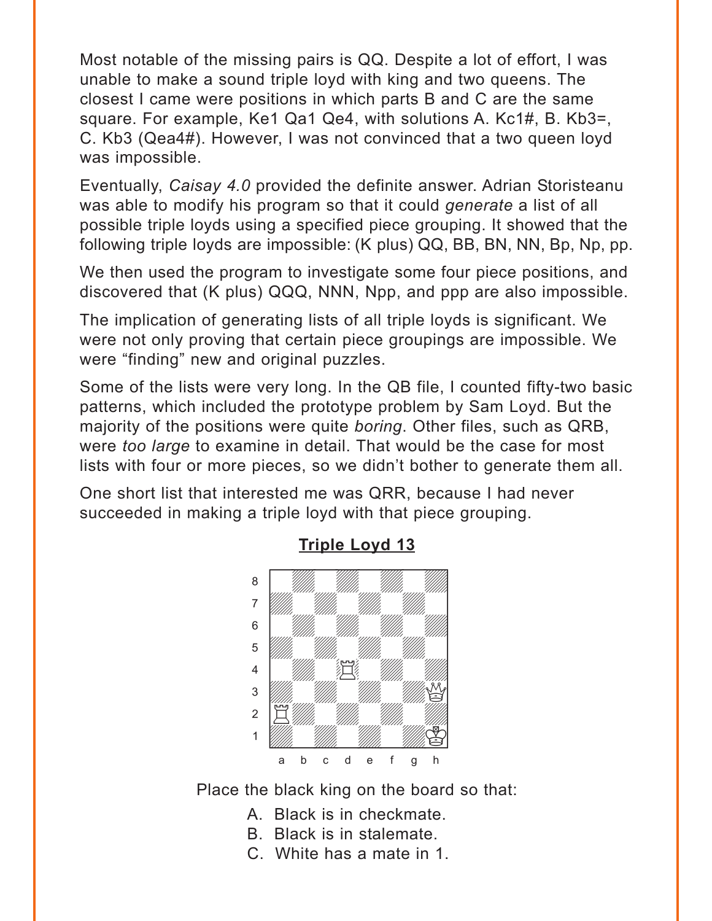Most notable of the missing pairs is QQ. Despite a lot of effort, I was unable to make a sound triple loyd with king and two queens. The closest I came were positions in which parts B and C are the same square. For example, Ke1 Qa1 Qe4, with solutions A. Kc1#, B. Kb3=, C. Kb3 (Qea4#). However, I was not convinced that a two queen loyd was impossible.

Eventually, *Caisay 4.0* provided the definite answer. Adrian Storisteanu was able to modify his program so that it could *generate* a list of all possible triple loyds using a specified piece grouping. It showed that the following triple loyds are impossible: (K plus) QQ, BB, BN, NN, Bp, Np, pp.

We then used the program to investigate some four piece positions, and discovered that (K plus) QQQ, NNN, Npp, and ppp are also impossible.

The implication of generating lists of all triple loyds is significant. We were not only proving that certain piece groupings are impossible. We were "finding" new and original puzzles.

Some of the lists were very long. In the QB file, I counted fifty-two basic patterns, which included the prototype problem by Sam Loyd. But the majority of the positions were quite *boring*. Other files, such as QRB, were *too large* to examine in detail. That would be the case for most lists with four or more pieces, so we didn't bother to generate them all.

One short list that interested me was QRR, because I had never succeeded in making a triple loyd with that piece grouping.

**Triple Loyd 13**

White: Kh1, Qh3, Rd4, Ra2

Place the black king on the board so that:

A. Black is in checkmate.
B. Black is in stalemate.
C. White has a mate in 1.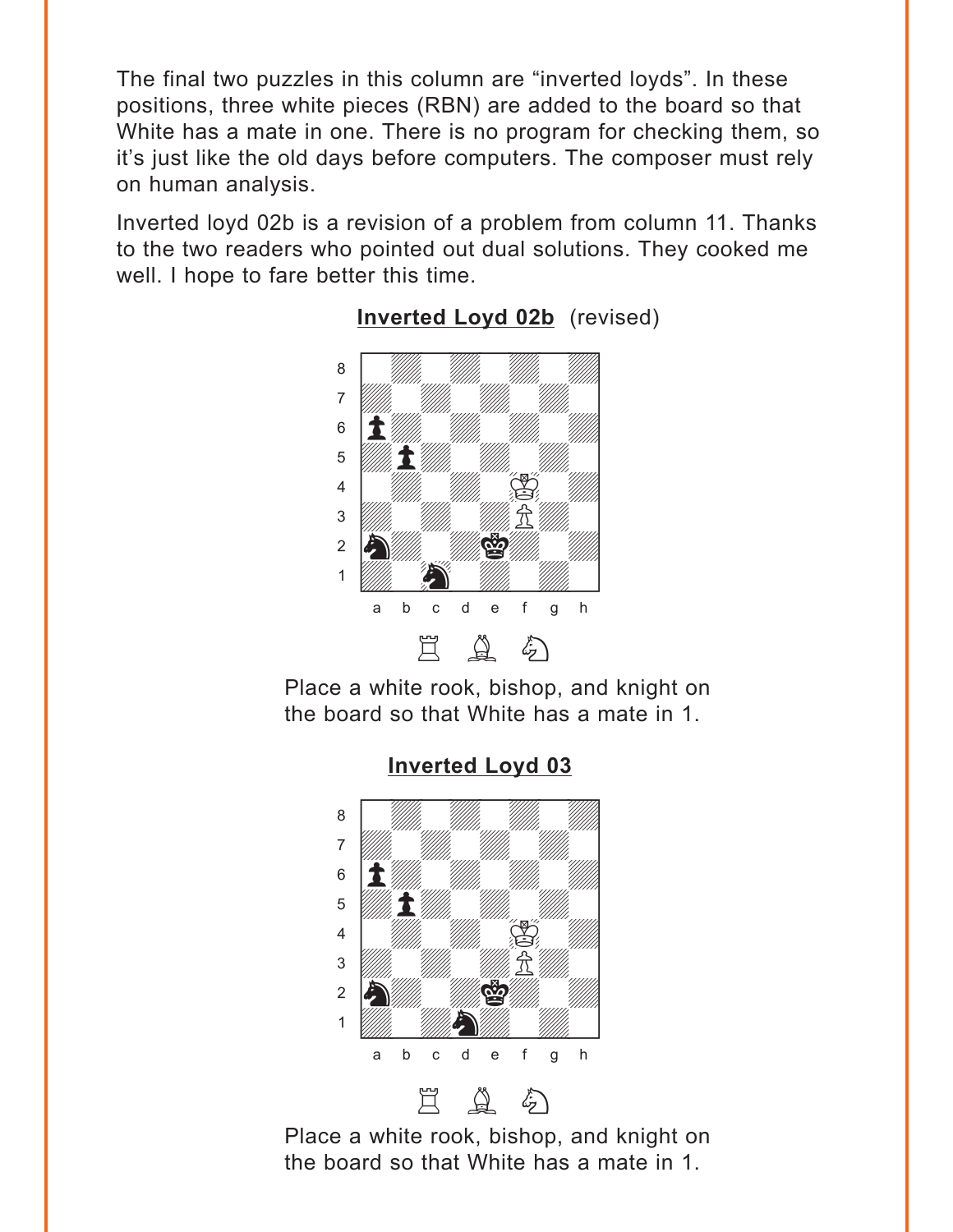The final two puzzles in this column are “inverted loyds”. In these positions, three white pieces (RBN) are added to the board so that White has a mate in one. There is no program for checking them, so it’s just like the old days before computers. The composer must rely on human analysis.

Inverted loyd 02b is a revision of a problem from column 11. Thanks to the two readers who pointed out dual solutions. They cooked me well. I hope to fare better this time.

**Inverted Loyd 02b** (revised)

Place a white rook, bishop, and knight on the board so that White has a mate in 1.

**Inverted Loyd 03**

Place a white rook, bishop, and knight on the board so that White has a mate in 1.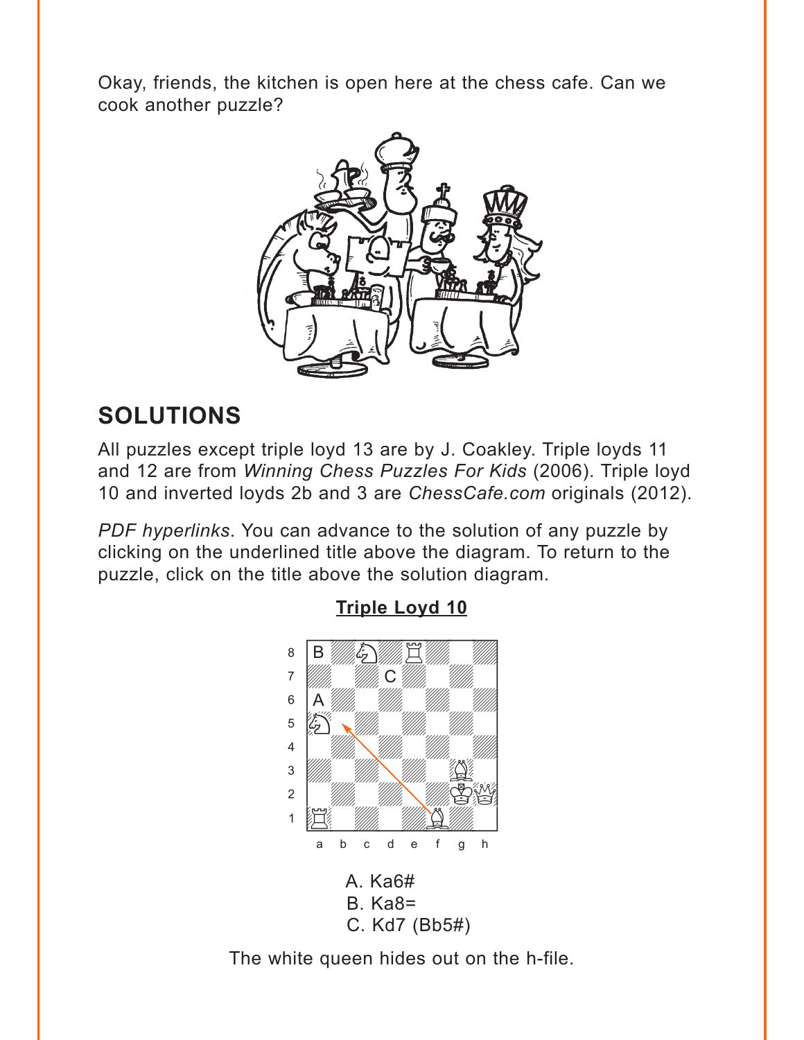Okay, friends, the kitchen is open here at the chess cafe. Can we cook another puzzle?

## SOLUTIONS

All puzzles except triple loyd 13 are by J. Coakley. Triple loyds 11 and 12 are from *Winning Chess Puzzles For Kids* (2006). Triple loyd 10 and inverted loyds 2b and 3 are *ChessCafe.com* originals (2012).

*PDF hyperlinks*. You can advance to the solution of any puzzle by clicking on the underlined title above the diagram. To return to the puzzle, click on the title above the solution diagram.

### Triple Loyd 10

A. Ka6#
B. Ka8=
C. Kd7 (Bb5#)

The white queen hides out on the h-file.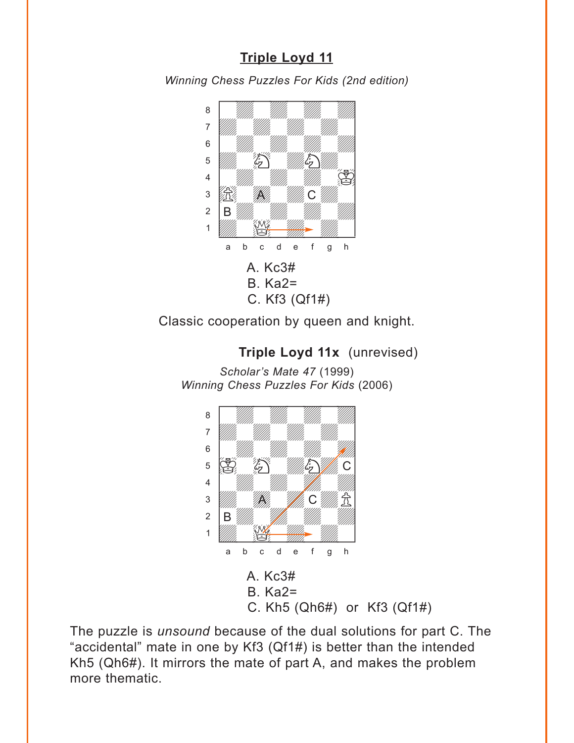## Triple Loyd 11

*Winning Chess Puzzles For Kids (2nd edition)*

A. Kc3#
B. Ka2=
C. Kf3 (Qf1#)

Classic cooperation by queen and knight.

**Triple Loyd 11x** (unrevised)

*Scholar's Mate 47* (1999)
*Winning Chess Puzzles For Kids* (2006)

A. Kc3#
B. Ka2=
C. Kh5 (Qh6#) or Kf3 (Qf1#)

The puzzle is *unsound* because of the dual solutions for part C. The "accidental" mate in one by Kf3 (Qf1#) is better than the intended Kh5 (Qh6#). It mirrors the mate of part A, and makes the problem more thematic.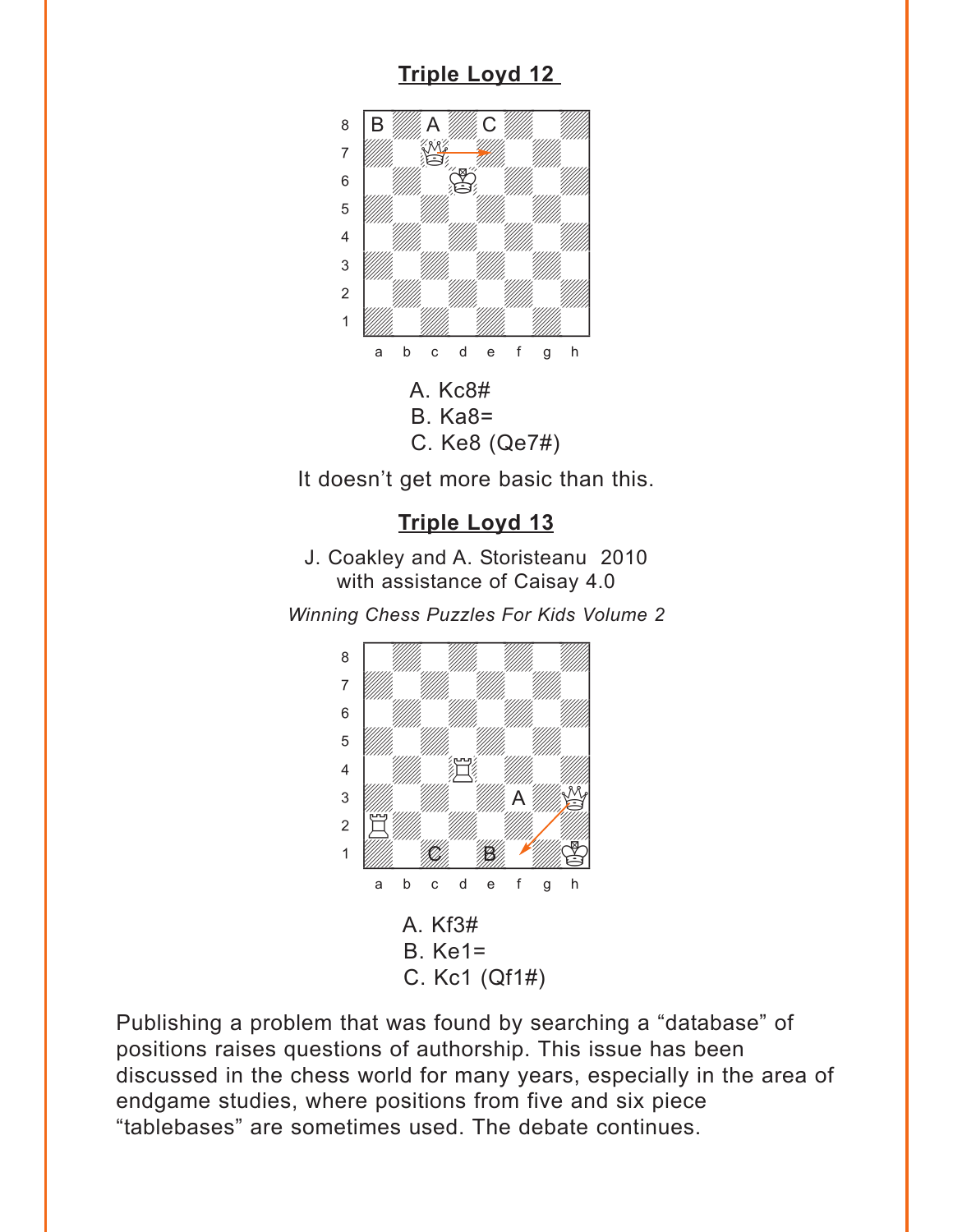## Triple Loyd 12

A. Kc8#
B. Ka8=
C. Ke8 (Qe7#)

It doesn't get more basic than this.

## Triple Loyd 13

J. Coakley and A. Storisteanu 2010
with assistance of Caisay 4.0

*Winning Chess Puzzles For Kids Volume 2*

A. Kf3#
B. Ke1=
C. Kc1 (Qf1#)

Publishing a problem that was found by searching a "database" of positions raises questions of authorship. This issue has been discussed in the chess world for many years, especially in the area of endgame studies, where positions from five and six piece "tablebases" are sometimes used. The debate continues.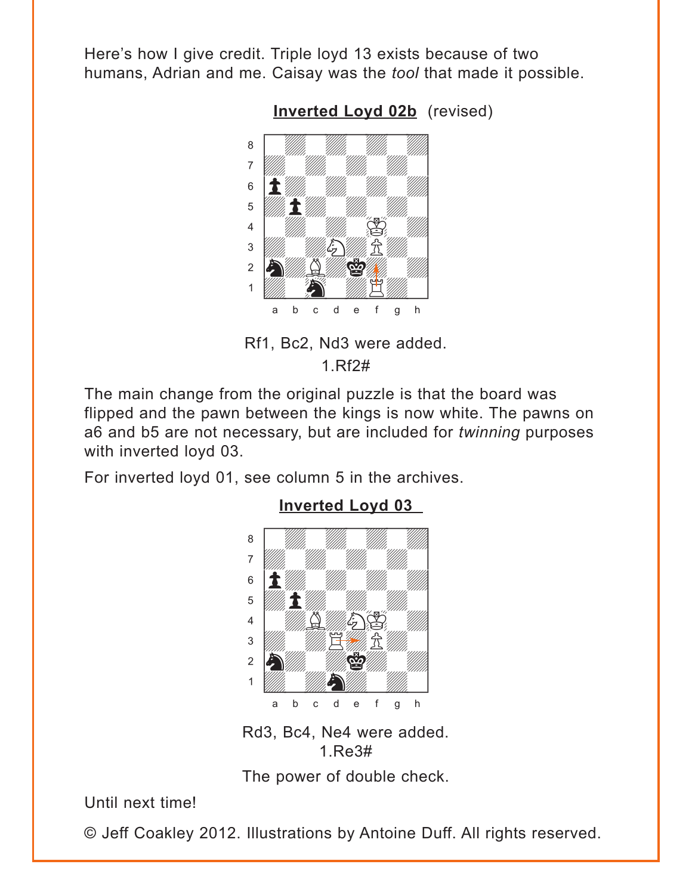Here's how I give credit. Triple loyd 13 exists because of two humans, Adrian and me. Caisay was the *tool* that made it possible.

**Inverted Loyd 02b** (revised)

Rf1, Bc2, Nd3 were added.

1.Rf2#

The main change from the original puzzle is that the board was flipped and the pawn between the kings is now white. The pawns on a6 and b5 are not necessary, but are included for *twinning* purposes with inverted loyd 03.

For inverted loyd 01, see column 5 in the archives.

**Inverted Loyd 03**

Rd3, Bc4, Ne4 were added.

1.Re3#

The power of double check.

Until next time!

© Jeff Coakley 2012. Illustrations by Antoine Duff. All rights reserved.